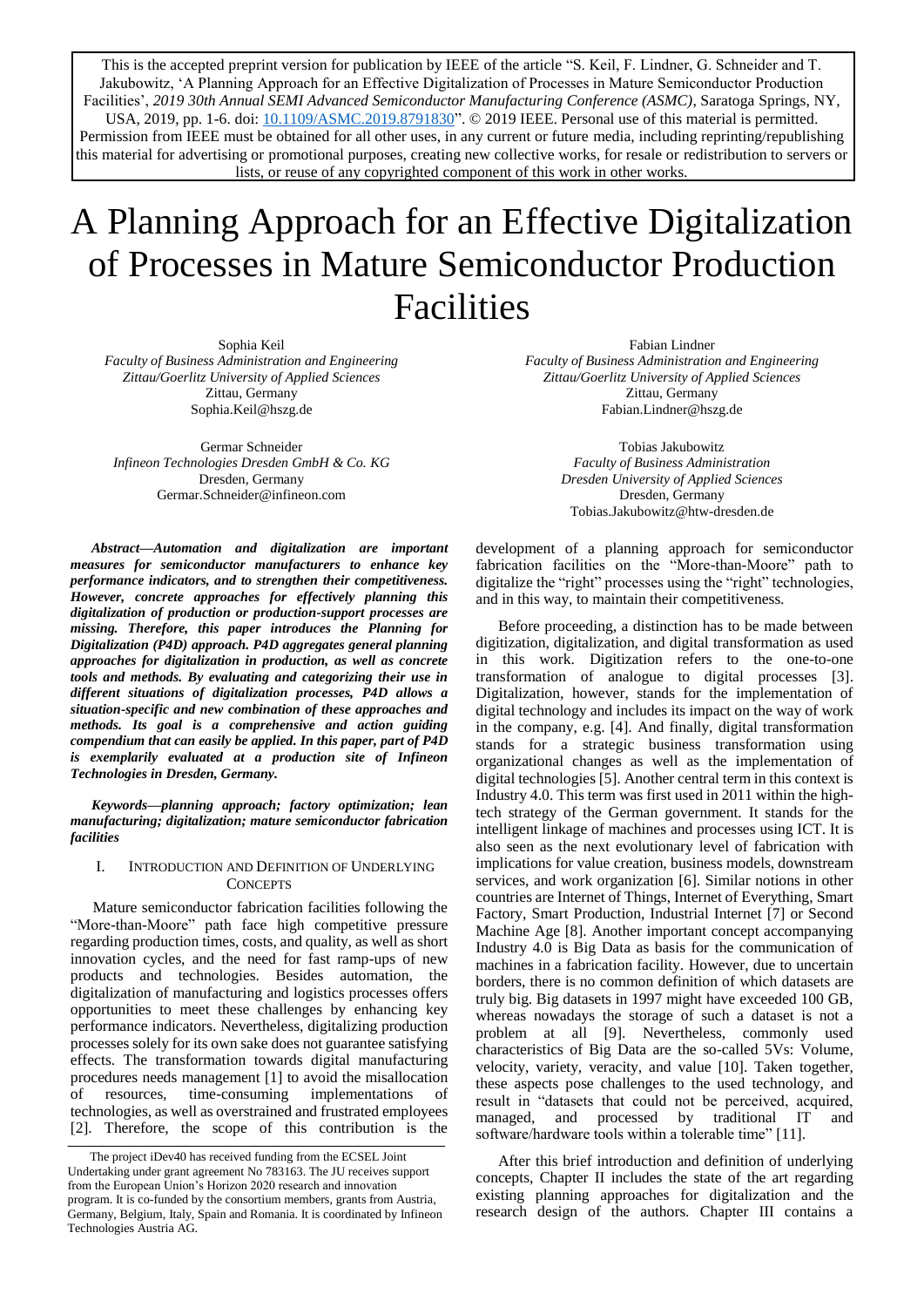This is the accepted preprint version for publication by IEEE of the article "S. Keil, F. Lindner, G. Schneider and T. Jakubowitz, 'A Planning Approach for an Effective Digitalization of Processes in Mature Semiconductor Production Facilities', *2019 30th Annual SEMI Advanced Semiconductor Manufacturing Conference (ASMC)*, Saratoga Springs, NY, USA, 2019, pp. 1-6. doi: 10.1109/ASMC.2019.8791830". © 2019 IEEE. Personal use of this material is permitted. Permission from IEEE must be obtained for all other uses, in any current or future media, including reprinting/republishing this material for advertising or promotional purposes, creating new collective works, for resale or redistribution to servers or lists, or reuse of any copyrighted component of this work in other works.

# A Planning Approach for an Effective Digitalization of Processes in Mature Semiconductor Production Facilities

Sophia Keil
*Faculty of Business Administration and Engineering*
*Zittau/Goerlitz University of Applied Sciences*
Zittau, Germany
Sophia.Keil@hszg.de

Fabian Lindner
*Faculty of Business Administration and Engineering*
*Zittau/Goerlitz University of Applied Sciences*
Zittau, Germany
Fabian.Lindner@hszg.de

Germar Schneider
*Infineon Technologies Dresden GmbH & Co. KG*
Dresden, Germany
Germar.Schneider@infineon.com

Tobias Jakubowitz
*Faculty of Business Administration*
*Dresden University of Applied Sciences*
Dresden, Germany
Tobias.Jakubowitz@htw-dresden.de

***Abstract*—*Automation and digitalization are important measures for semiconductor manufacturers to enhance key performance indicators, and to strengthen their competitiveness. However, concrete approaches for effectively planning this digitalization of production or production-support processes are missing. Therefore, this paper introduces the Planning for Digitalization (P4D) approach. P4D aggregates general planning approaches for digitalization in production, as well as concrete tools and methods. By evaluating and categorizing their use in different situations of digitalization processes, P4D allows a situation-specific and new combination of these approaches and methods. Its goal is a comprehensive and action guiding compendium that can easily be applied. In this paper, part of P4D is exemplarily evaluated at a production site of Infineon Technologies in Dresden, Germany.***

***Keywords*—*planning approach; factory optimization; lean manufacturing; digitalization; mature semiconductor fabrication facilities***

## I. Introduction and Definition of Underlying Concepts

Mature semiconductor fabrication facilities following the "More-than-Moore" path face high competitive pressure regarding production times, costs, and quality, as well as short innovation cycles, and the need for fast ramp-ups of new products and technologies. Besides automation, the digitalization of manufacturing and logistics processes offers opportunities to meet these challenges by enhancing key performance indicators. Nevertheless, digitalizing production processes solely for its own sake does not guarantee satisfying effects. The transformation towards digital manufacturing procedures needs management [1] to avoid the misallocation of resources, time-consuming implementations of technologies, as well as overstrained and frustrated employees [2]. Therefore, the scope of this contribution is the development of a planning approach for semiconductor fabrication facilities on the "More-than-Moore" path to digitalize the "right" processes using the "right" technologies, and in this way, to maintain their competitiveness.

Before proceeding, a distinction has to be made between digitization, digitalization, and digital transformation as used in this work. Digitization refers to the one-to-one transformation of analogue to digital processes [3]. Digitalization, however, stands for the implementation of digital technology and includes its impact on the way of work in the company, e.g. [4]. And finally, digital transformation stands for a strategic business transformation using organizational changes as well as the implementation of digital technologies [5]. Another central term in this context is Industry 4.0. This term was first used in 2011 within the high-tech strategy of the German government. It stands for the intelligent linkage of machines and processes using ICT. It is also seen as the next evolutionary level of fabrication with implications for value creation, business models, downstream services, and work organization [6]. Similar notions in other countries are Internet of Things, Internet of Everything, Smart Factory, Smart Production, Industrial Internet [7] or Second Machine Age [8]. Another important concept accompanying Industry 4.0 is Big Data as basis for the communication of machines in a fabrication facility. However, due to uncertain borders, there is no common definition of which datasets are truly big. Big datasets in 1997 might have exceeded 100 GB, whereas nowadays the storage of such a dataset is not a problem at all [9]. Nevertheless, commonly used characteristics of Big Data are the so-called 5Vs: Volume, velocity, variety, veracity, and value [10]. Taken together, these aspects pose challenges to the used technology, and result in "datasets that could not be perceived, acquired, managed, and processed by traditional IT and software/hardware tools within a tolerable time" [11].

After this brief introduction and definition of underlying concepts, Chapter II includes the state of the art regarding existing planning approaches for digitalization and the research design of the authors. Chapter III contains a

The project iDev40 has received funding from the ECSEL Joint Undertaking under grant agreement No 783163. The JU receives support from the European Union's Horizon 2020 research and innovation program. It is co-funded by the consortium members, grants from Austria, Germany, Belgium, Italy, Spain and Romania. It is coordinated by Infineon Technologies Austria AG.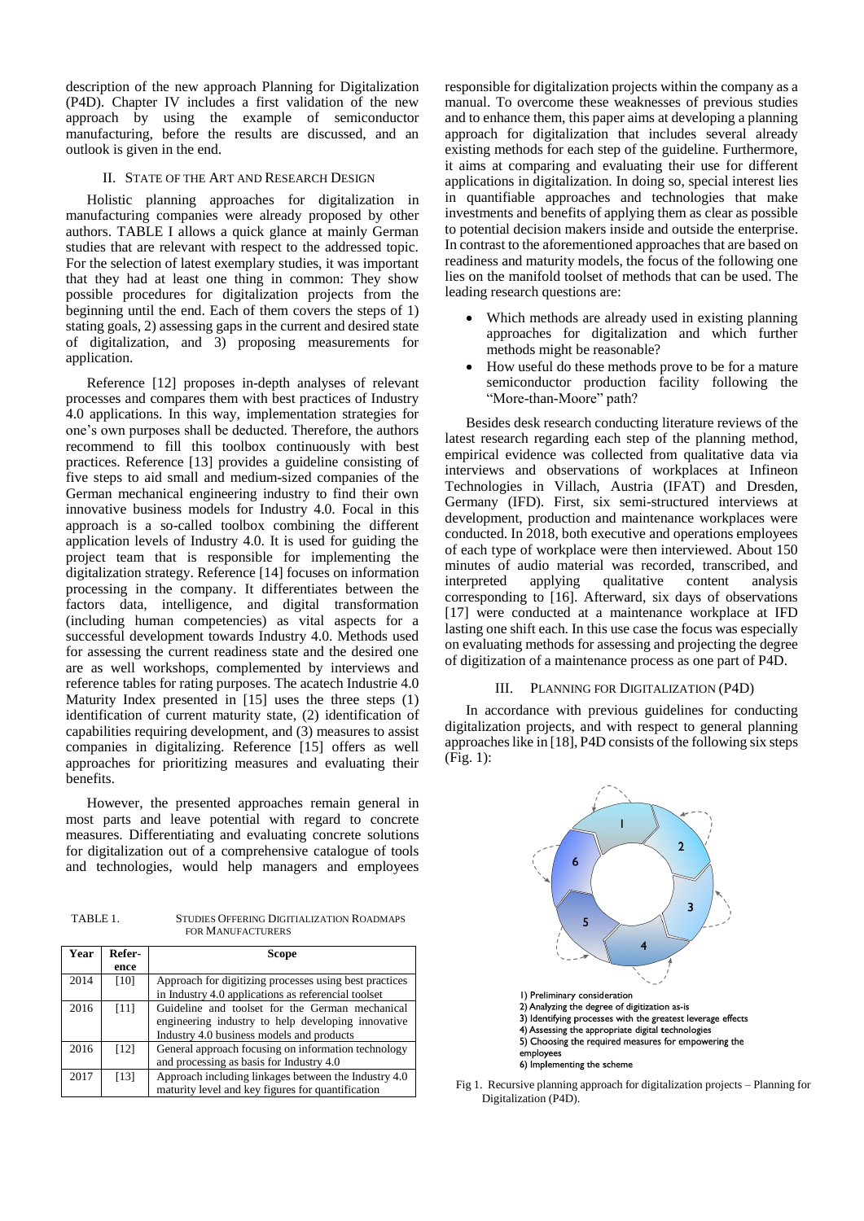description of the new approach Planning for Digitalization (P4D). Chapter IV includes a first validation of the new approach by using the example of semiconductor manufacturing, before the results are discussed, and an outlook is given in the end.

## II. State of the Art and Research Design

Holistic planning approaches for digitalization in manufacturing companies were already proposed by other authors. TABLE I allows a quick glance at mainly German studies that are relevant with respect to the addressed topic. For the selection of latest exemplary studies, it was important that they had at least one thing in common: They show possible procedures for digitalization projects from the beginning until the end. Each of them covers the steps of 1) stating goals, 2) assessing gaps in the current and desired state of digitalization, and 3) proposing measurements for application.

Reference [12] proposes in-depth analyses of relevant processes and compares them with best practices of Industry 4.0 applications. In this way, implementation strategies for one's own purposes shall be deducted. Therefore, the authors recommend to fill this toolbox continuously with best practices. Reference [13] provides a guideline consisting of five steps to aid small and medium-sized companies of the German mechanical engineering industry to find their own innovative business models for Industry 4.0. Focal in this approach is a so-called toolbox combining the different application levels of Industry 4.0. It is used for guiding the project team that is responsible for implementing the digitalization strategy. Reference [14] focuses on information processing in the company. It differentiates between the factors data, intelligence, and digital transformation (including human competencies) as vital aspects for a successful development towards Industry 4.0. Methods used for assessing the current readiness state and the desired one are as well workshops, complemented by interviews and reference tables for rating purposes. The acatech Industrie 4.0 Maturity Index presented in [15] uses the three steps (1) identification of current maturity state, (2) identification of capabilities requiring development, and (3) measures to assist companies in digitalizing. Reference [15] offers as well approaches for prioritizing measures and evaluating their benefits.

However, the presented approaches remain general in most parts and leave potential with regard to concrete measures. Differentiating and evaluating concrete solutions for digitalization out of a comprehensive catalogue of tools and technologies, would help managers and employees

TABLE 1. Studies Offering Digitalization Roadmaps for Manufacturers

| Year | Reference | Scope |
|---|---|---|
| 2014 | [10] | Approach for digitizing processes using best practices in Industry 4.0 applications as referencial toolset |
| 2016 | [11] | Guideline and toolset for the German mechanical engineering industry to help developing innovative Industry 4.0 business models and products |
| 2016 | [12] | General approach focusing on information technology and processing as basis for Industry 4.0 |
| 2017 | [13] | Approach including linkages between the Industry 4.0 maturity level and key figures for quantification |

responsible for digitalization projects within the company as a manual. To overcome these weaknesses of previous studies and to enhance them, this paper aims at developing a planning approach for digitalization that includes several already existing methods for each step of the guideline. Furthermore, it aims at comparing and evaluating their use for different applications in digitalization. In doing so, special interest lies in quantifiable approaches and technologies that make investments and benefits of applying them as clear as possible to potential decision makers inside and outside the enterprise. In contrast to the aforementioned approaches that are based on readiness and maturity models, the focus of the following one lies on the manifold toolset of methods that can be used. The leading research questions are:

- Which methods are already used in existing planning approaches for digitalization and which further methods might be reasonable?
- How useful do these methods prove to be for a mature semiconductor production facility following the "More-than-Moore" path?

Besides desk research conducting literature reviews of the latest research regarding each step of the planning method, empirical evidence was collected from qualitative data via interviews and observations of workplaces at Infineon Technologies in Villach, Austria (IFAT) and Dresden, Germany (IFD). First, six semi-structured interviews at development, production and maintenance workplaces were conducted. In 2018, both executive and operations employees of each type of workplace were then interviewed. About 150 minutes of audio material was recorded, transcribed, and interpreted applying qualitative content analysis corresponding to [16]. Afterward, six days of observations [17] were conducted at a maintenance workplace at IFD lasting one shift each. In this use case the focus was especially on evaluating methods for assessing and projecting the degree of digitization of a maintenance process as one part of P4D.

## III. Planning for Digitalization (P4D)

In accordance with previous guidelines for conducting digitalization projects, and with respect to general planning approaches like in [18], P4D consists of the following six steps (Fig. 1):

1
2
3
4
5
6

1) Preliminary consideration
2) Analyzing the degree of digitization as-is
3) Identifying processes with the greatest leverage effects
4) Assessing the appropriate digital technologies
5) Choosing the required measures for empowering the employees
6) Implementing the scheme

Fig 1. Recursive planning approach for digitalization projects – Planning for Digitalization (P4D).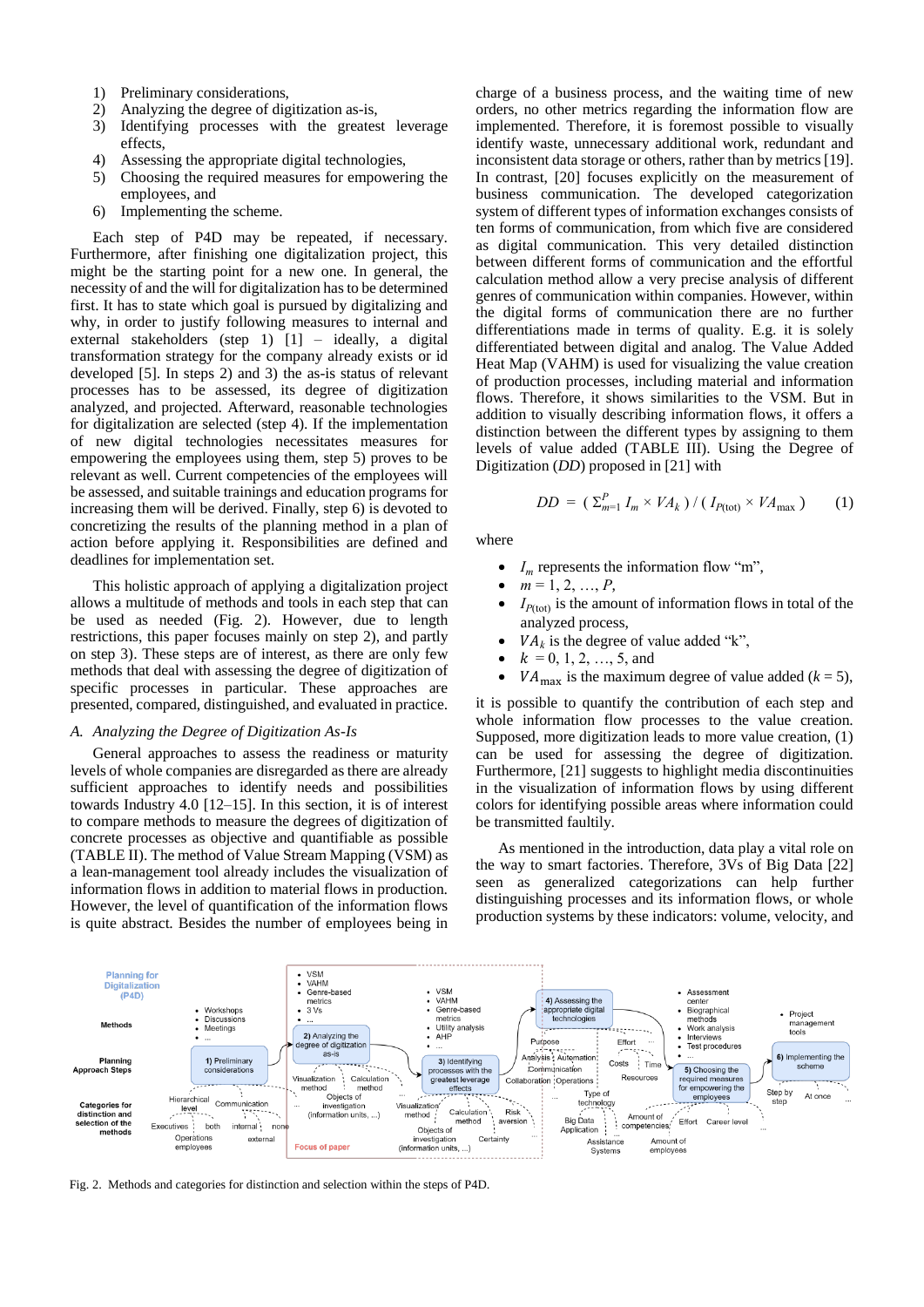1) Preliminary considerations,
2) Analyzing the degree of digitization as-is,
3) Identifying processes with the greatest leverage effects,
4) Assessing the appropriate digital technologies,
5) Choosing the required measures for empowering the employees, and
6) Implementing the scheme.

Each step of P4D may be repeated, if necessary. Furthermore, after finishing one digitalization project, this might be the starting point for a new one. In general, the necessity of and the will for digitalization has to be determined first. It has to state which goal is pursued by digitalizing and why, in order to justify following measures to internal and external stakeholders (step 1) [1] – ideally, a digital transformation strategy for the company already exists or id developed [5]. In steps 2) and 3) the as-is status of relevant processes has to be assessed, its degree of digitization analyzed, and projected. Afterward, reasonable technologies for digitalization are selected (step 4). If the implementation of new digital technologies necessitates measures for empowering the employees using them, step 5) proves to be relevant as well. Current competencies of the employees will be assessed, and suitable trainings and education programs for increasing them will be derived. Finally, step 6) is devoted to concretizing the results of the planning method in a plan of action before applying it. Responsibilities are defined and deadlines for implementation set.

This holistic approach of applying a digitalization project allows a multitude of methods and tools in each step that can be used as needed (Fig. 2). However, due to length restrictions, this paper focuses mainly on step 2) and partly on step 3). These steps are of interest, as there are only few methods that deal with assessing the degree of digitization of specific processes in particular. These approaches are presented, compared, distinguished, and evaluated in practice.

### A. Analyzing the Degree of Digitization As-Is

General approaches to assess the readiness or maturity levels of whole companies are disregarded as there are already sufficient approaches to identify needs and possibilities towards Industry 4.0 [12–15]. In this section, it is of interest to compare methods to measure the degrees of digitization of concrete processes as objective and quantifiable as possible (TABLE II). The method of Value Stream Mapping (VSM) as a lean-management tool already includes the visualization of information flows in addition to material flows in production. However, the level of quantification of the information flows is quite abstract. Besides the number of employees being in charge of a business process, and the waiting time of new orders, no other metrics regarding the information flow are implemented. Therefore, it is foremost possible to visually identify waste, unnecessary additional work, redundant and inconsistent data storage or others, rather than by metrics [19]. In contrast, [20] focuses explicitly on the measurement of business communication. The developed categorization system of different types of information exchanges consists of ten forms of communication, from which five are considered as digital communication. This very detailed distinction between different forms of communication and the effortful calculation method allow a very precise analysis of different genres of communication within companies. However, within the digital forms of communication there are no further differentiations made in terms of quality. E.g. it is solely differentiated between digital and analog. The Value Added Heat Map (VAHM) is used for visualizing the value creation of production processes, including material and information flows. Therefore, it shows similarities to the VSM. But in addition to visually describing information flows, it offers a distinction between the different types by assigning to them levels of value added (TABLE III). Using the Degree of Digitization (*DD*) proposed in [21] with

$$DD = \left( \textstyle\sum_{m=1}^{P} I_m \times VA_k \right) / \left( I_{P(\text{tot})} \times VA_{\max} \right) \qquad (1)$$

where

- $I_m$ represents the information flow "m",
- $m = 1, 2, \ldots, P$,
- $I_{P(\text{tot})}$ is the amount of information flows in total of the analyzed process,
- $VA_k$ is the degree of value added "k",
- $k = 0, 1, 2, \ldots, 5$, and
- $VA_{\max}$ is the maximum degree of value added ($k = 5$),

it is possible to quantify the contribution of each step and whole information flow processes to the value creation. Supposed, more digitization leads to more value creation, (1) can be used for assessing the degree of digitization. Furthermore, [21] suggests to highlight media discontinuities in the visualization of information flows by using different colors for identifying possible areas where information could be transmitted faultily.

As mentioned in the introduction, data play a vital role on the way to smart factories. Therefore, 3Vs of Big Data [22] seen as generalized categorizations can help further distinguishing processes and its information flows, or whole production systems by these indicators: volume, velocity, and

Planning for Digitalization (P4D)

Methods

Planning Approach Steps

Categories for distinction and selection of the methods

- Workshops
- Discussions
- Meetings
- ...

1) Preliminary considerations

Hierarchical level: Executives, both, Operations employees

Communication: internal, none, external

- VSM
- VAHM
- Genre-based metrics
- 3 Vs
- ...

2) Analyzing the degree of digitization as-is

Visualization method, Calculation method, Objects of investigation (information units, ...)

Focus of paper

- VSM
- VAHM
- Genre-based metrics
- Utility analysis
- AHP
- ...

3) Identifying processes with the greatest leverage effects

Visualization method, Calculation method, Risk aversion, Objects of investigation (information units, ...), Certainty

4) Assessing the appropriate digital technologies

Purpose: Analysis, Automation, Communication, Collaboration, Operations

Effort: Costs, Time, Resources

Type of technology: Big Data Application, Assistance Systems, ...

- Assessment center
- Biographical methods
- Work analysis
- Interviews
- Test procedures
- ...

5) Choosing the required measures for empowering the employees

Amount of competencies, Effort, Career level, Amount of employees

- Project management tools

6) Implementing the scheme

Step by step, At once

Fig. 2. Methods and categories for distinction and selection within the steps of P4D.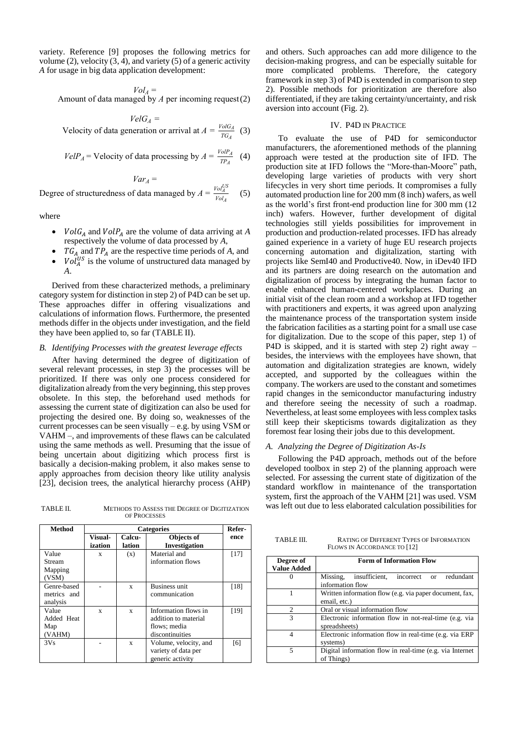variety. Reference [9] proposes the following metrics for volume (2), velocity (3, 4), and variety (5) of a generic activity $A$ for usage in big data application development:

$$Vol_A = \text{Amount of data managed by } A \text{ per incoming request} \quad (2)$$

$$VelG_A = \text{Velocity of data generation or arrival at } A = \frac{VolG_A}{TG_A} \quad (3)$$

$$VelP_A = \text{Velocity of data processing by } A = \frac{VolP_A}{TP_A} \quad (4)$$

$$Var_A = \text{Degree of structuredness of data managed by } A = \frac{Vol_A^{US}}{Vol_A} \quad (5)$$

where

- $VolG_A$ and $VolP_A$ are the volume of data arriving at $A$ respectively the volume of data processed by $A$,
- $TG_A$ and $TP_A$ are the respective time periods of $A$, and
- $Vol_A^{US}$ is the volume of unstructured data managed by $A$.

Derived from these characterized methods, a preliminary category system for distinction in step 2) of P4D can be set up. These approaches differ in offering visualizations and calculations of information flows. Furthermore, the presented methods differ in the objects under investigation, and the field they have been applied to, so far (TABLE II).

### B. Identifying Processes with the greatest leverage effects

After having determined the degree of digitization of several relevant processes, in step 3) the processes will be prioritized. If there was only one process considered for digitalization already from the very beginning, this step proves obsolete. In this step, the beforehand used methods for assessing the current state of digitization can also be used for projecting the desired one. By doing so, weaknesses of the current processes can be seen visually – e.g. by using VSM or VAHM –, and improvements of these flaws can be calculated using the same methods as well. Presuming that the issue of being uncertain about digitizing which process first is basically a decision-making problem, it also makes sense to apply approaches from decision theory like utility analysis [23], decision trees, the analytical hierarchy process (AHP) and others. Such approaches can add more diligence to the decision-making progress, and can be especially suitable for more complicated problems. Therefore, the category framework in step 3) of P4D is extended in comparison to step 2). Possible methods for prioritization are therefore also differentiated, if they are taking certainty/uncertainty, and risk aversion into account (Fig. 2).

TABLE II. METHODS TO ASSESS THE DEGREE OF DIGITIZATION OF PROCESSES

| Method | Categories | | | Reference |
|---|---|---|---|---|
| | Visualization | Calculation | Objects of Investigation | |
| Value Stream Mapping (VSM) | x | (x) | Material and information flows | [17] |
| Genre-based metrics and analysis | - | x | Business unit communication | [18] |
| Value Added Heat Map (VAHM) | x | x | Information flows in addition to material flows; media discontinuities | [19] |
| 3Vs | - | x | Volume, velocity, and variety of data per generic activity | [6] |

## IV. P4D in Practice

To evaluate the use of P4D for semiconductor manufacturers, the aforementioned methods of the planning approach were tested at the production site of IFD. The production site at IFD follows the "More-than-Moore" path, developing large varieties of products with very short lifecycles in very short time periods. It compromises a fully automated production line for 200 mm (8 inch) wafers, as well as the world's first front-end production line for 300 mm (12 inch) wafers. However, further development of digital technologies still yields possibilities for improvement in production and production-related processes. IFD has already gained experience in a variety of huge EU research projects concerning automation and digitalization, starting with projects like SemI40 and Productive40. Now, in iDev40 IFD and its partners are doing research on the automation and digitalization of process by integrating the human factor to enable enhanced human-centered workplaces. During an initial visit of the clean room and a workshop at IFD together with practitioners and experts, it was agreed upon analyzing the maintenance process of the transportation system inside the fabrication facilities as a starting point for a small use case for digitalization. Due to the scope of this paper, step 1) of P4D is skipped, and it is started with step 2) right away – besides, the interviews with the employees have shown, that automation and digitalization strategies are known, widely accepted, and supported by the colleagues within the company. The workers are used to the constant and sometimes rapid changes in the semiconductor manufacturing industry and therefore seeing the necessity of such a roadmap. Nevertheless, at least some employees with less complex tasks still keep their skepticisms towards digitalization as they foremost fear losing their jobs due to this development.

### A. Analyzing the Degree of Digitization As-Is

Following the P4D approach, methods out of the before developed toolbox in step 2) of the planning approach were selected. For assessing the current state of digitization of the standard workflow in maintenance of the transportation system, first the approach of the VAHM [21] was used. VSM was left out due to less elaborated calculation possibilities for

TABLE III. RATING OF DIFFERENT TYPES OF INFORMATION FLOWS IN ACCORDANCE TO [12]

| Degree of Value Added | Form of Information Flow |
|---|---|
| 0 | Missing, insufficient, incorrect or redundant information flow |
| 1 | Written information flow (e.g. via paper document, fax, email, etc.) |
| 2 | Oral or visual information flow |
| 3 | Electronic information flow in not-real-time (e.g. via spreadsheets) |
| 4 | Electronic information flow in real-time (e.g. via ERP systems) |
| 5 | Digital information flow in real-time (e.g. via Internet of Things) |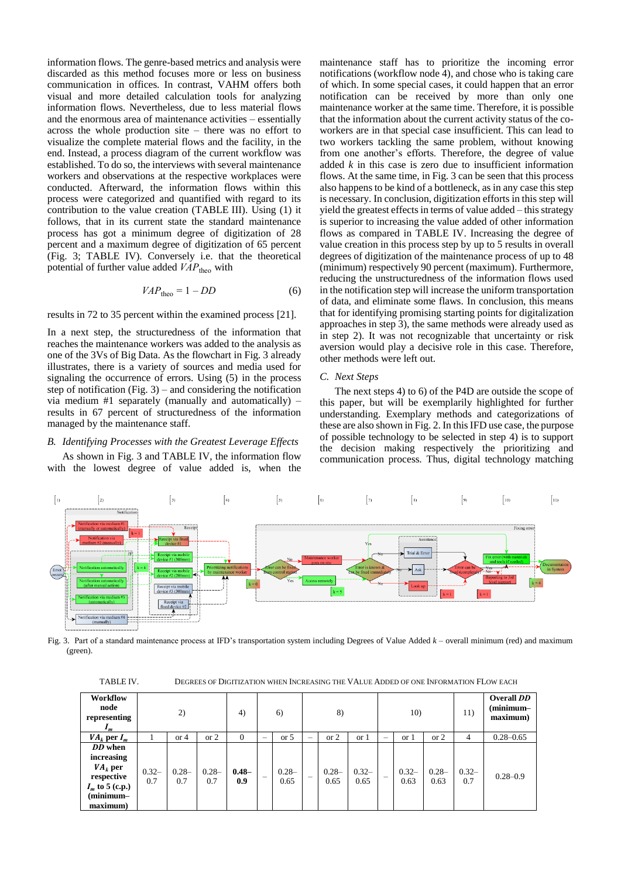information flows. The genre-based metrics and analysis were discarded as this method focuses more or less on business communication in offices. In contrast, VAHM offers both visual and more detailed calculation tools for analyzing information flows. Nevertheless, due to less material flows and the enormous area of maintenance activities – essentially across the whole production site – there was no effort to visualize the complete material flows and the facility, in the end. Instead, a process diagram of the current workflow was established. To do so, the interviews with several maintenance workers and observations at the respective workplaces were conducted. Afterward, the information flows within this process were categorized and quantified with regard to its contribution to the value creation (TABLE III). Using (1) it follows, that in its current state the standard maintenance process has got a minimum degree of digitization of 28 percent and a maximum degree of digitization of 65 percent (Fig. 3; TABLE IV). Conversely i.e. that the theoretical potential of further value added $VAP_{\text{theo}}$ with

$$VAP_{\text{theo}} = 1 - DD \tag{6}$$

results in 72 to 35 percent within the examined process [21].

In a next step, the structuredness of the information that reaches the maintenance workers was added to the analysis as one of the 3Vs of Big Data. As the flowchart in Fig. 3 already illustrates, there is a variety of sources and media used for signaling the occurrence of errors. Using (5) in the process step of notification (Fig. 3) – and considering the notification via medium #1 separately (manually and automatically) – results in 67 percent of structuredness of the information managed by the maintenance staff.

### *B. Identifying Processes with the Greatest Leverage Effects*

As shown in Fig. 3 and TABLE IV, the information flow with the lowest degree of value added is, when the maintenance staff has to prioritize the incoming error notifications (workflow node 4), and chose who is taking care of which. In some special cases, it could happen that an error notification can be received by more than only one maintenance worker at the same time. Therefore, it is possible that the information about the current activity status of the co-workers are in that special case insufficient. This can lead to two workers tackling the same problem, without knowing from one another's efforts. Therefore, the degree of value added $k$ in this case is zero due to insufficient information flows. At the same time, in Fig. 3 can be seen that this process also happens to be kind of a bottleneck, as in any case this step is necessary. In conclusion, digitization efforts in this step will yield the greatest effects in terms of value added – this strategy is superior to increasing the value added of other information flows as compared in TABLE IV. Increasing the degree of value creation in this process step by up to 5 results in overall degrees of digitization of the maintenance process of up to 48 (minimum) respectively 90 percent (maximum). Furthermore, reducing the unstructuredness of the information flows used in the notification step will increase the uniform transportation of data, and eliminate some flaws. In conclusion, this means that for identifying promising starting points for digitalization approaches in step 3), the same methods were already used as in step 2). It was not recognizable that uncertainty or risk aversion would play a decisive role in this case. Therefore, other methods were left out.

### *C. Next Steps*

The next steps 4) to 6) of the P4D are outside the scope of this paper, but will be exemplarily highlighted for further understanding. Exemplary methods and categorizations of these are also shown in Fig. 2. In this IFD use case, the purpose of possible technology to be selected in step 4) is to support the decision making respectively the prioritizing and communication process. Thus, digital technology matching

Fig. 3. Part of a standard maintenance process at IFD's transportation system including Degrees of Value Added $k$ – overall minimum (red) and maximum (green).

TABLE IV. DEGREES OF DIGITIZATION WHEN INCREASING THE VALUE ADDED OF ONE INFORMATION FLOW EACH

| Workflow node representing $I_m$ | 2) | | | 4) | 6) | | 8) | | | 10) | | | 11) | Overall $DD$ (minimum–maximum) |
|---|---|---|---|---|---|---|---|---|---|---|---|---|---|---|
| $VA_k$ per $I_m$ | 1 | or 4 | or 2 | 0 | – | or 5 | – | or 2 | or 1 | – | or 1 | or 2 | 4 | 0.28–0.65 |
| $DD$ when increasing $VA_k$ per respective $I_m$ to 5 (c.p.) (minimum–maximum) | 0.32–0.7 | 0.28–0.7 | 0.28–0.7 | **0.48–0.9** | – | 0.28–0.65 | – | 0.28–0.65 | 0.32–0.65 | – | 0.32–0.63 | 0.28–0.63 | 0.32–0.7 | 0.28–0.9 |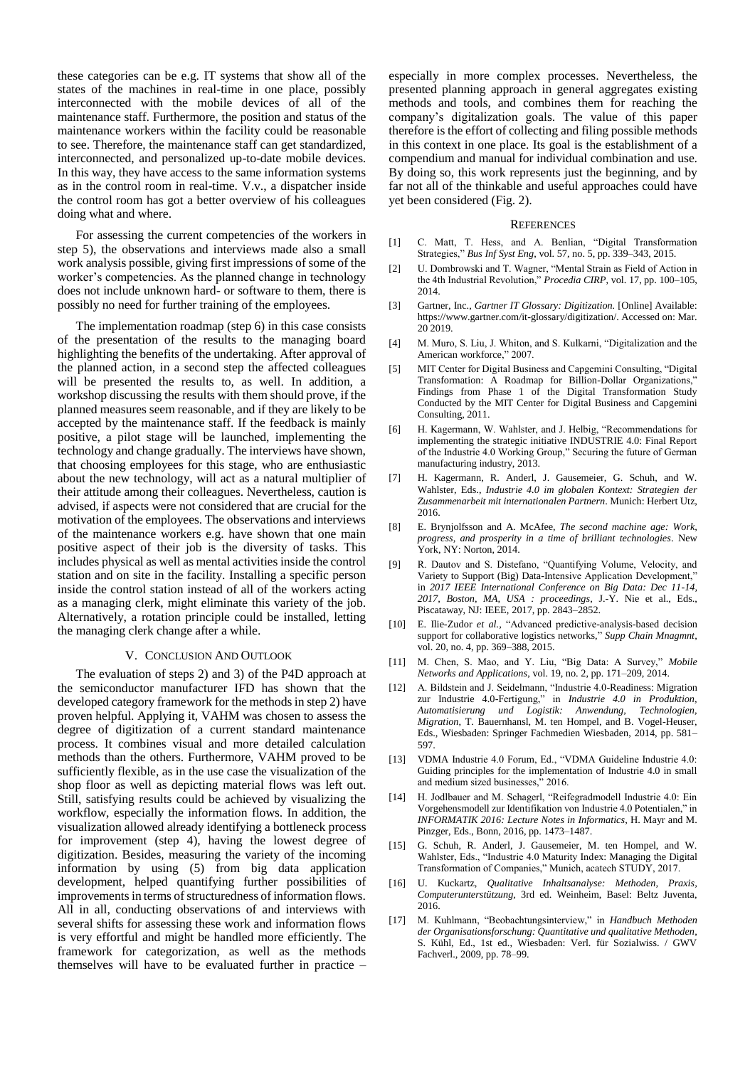these categories can be e.g. IT systems that show all of the states of the machines in real-time in one place, possibly interconnected with the mobile devices of all of the maintenance staff. Furthermore, the position and status of the maintenance workers within the facility could be reasonable to see. Therefore, the maintenance staff can get standardized, interconnected, and personalized up-to-date mobile devices. In this way, they have access to the same information systems as in the control room in real-time. V.v., a dispatcher inside the control room has got a better overview of his colleagues doing what and where.

For assessing the current competencies of the workers in step 5), the observations and interviews made also a small work analysis possible, giving first impressions of some of the worker's competencies. As the planned change in technology does not include unknown hard- or software to them, there is possibly no need for further training of the employees.

The implementation roadmap (step 6) in this case consists of the presentation of the results to the managing board highlighting the benefits of the undertaking. After approval of the planned action, in a second step the affected colleagues will be presented the results to, as well. In addition, a workshop discussing the results with them should prove, if the planned measures seem reasonable, and if they are likely to be accepted by the maintenance staff. If the feedback is mainly positive, a pilot stage will be launched, implementing the technology and change gradually. The interviews have shown, that choosing employees for this stage, who are enthusiastic about the new technology, will act as a natural multiplier of their attitude among their colleagues. Nevertheless, caution is advised, if aspects were not considered that are crucial for the motivation of the employees. The observations and interviews of the maintenance workers e.g. have shown that one main positive aspect of their job is the diversity of tasks. This includes physical as well as mental activities inside the control station and on site in the facility. Installing a specific person inside the control station instead of all of the workers acting as a managing clerk, might eliminate this variety of the job. Alternatively, a rotation principle could be installed, letting the managing clerk change after a while.

## V. Conclusion And Outlook

The evaluation of steps 2) and 3) of the P4D approach at the semiconductor manufacturer IFD has shown that the developed category framework for the methods in step 2) have proven helpful. Applying it, VAHM was chosen to assess the degree of digitization of a current standard maintenance process. It combines visual and more detailed calculation methods than the others. Furthermore, VAHM proved to be sufficiently flexible, as in the use case the visualization of the shop floor as well as depicting material flows was left out. Still, satisfying results could be achieved by visualizing the workflow, especially the information flows. In addition, the visualization allowed already identifying a bottleneck process for improvement (step 4), having the lowest degree of digitization. Besides, measuring the variety of the incoming information by using (5) from big data application development, helped quantifying further possibilities of improvements in terms of structuredness of information flows. All in all, conducting observations of and interviews with several shifts for assessing these work and information flows is very effortful and might be handled more efficiently. The framework for categorization, as well as the methods themselves will have to be evaluated further in practice – especially in more complex processes. Nevertheless, the presented planning approach in general aggregates existing methods and tools, and combines them for reaching the company's digitalization goals. The value of this paper therefore is the effort of collecting and filing possible methods in this context in one place. Its goal is the establishment of a compendium and manual for individual combination and use. By doing so, this work represents just the beginning, and by far not all of the thinkable and useful approaches could have yet been considered (Fig. 2).

## References

[1] C. Matt, T. Hess, and A. Benlian, "Digital Transformation Strategies," *Bus Inf Syst Eng*, vol. 57, no. 5, pp. 339–343, 2015.

[2] U. Dombrowski and T. Wagner, "Mental Strain as Field of Action in the 4th Industrial Revolution," *Procedia CIRP*, vol. 17, pp. 100–105, 2014.

[3] Gartner, Inc., *Gartner IT Glossary: Digitization.* [Online] Available: https://www.gartner.com/it-glossary/digitization/. Accessed on: Mar. 20 2019.

[4] M. Muro, S. Liu, J. Whiton, and S. Kulkarni, "Digitalization and the American workforce," 2007.

[5] MIT Center for Digital Business and Capgemini Consulting, "Digital Transformation: A Roadmap for Billion-Dollar Organizations," Findings from Phase 1 of the Digital Transformation Study Conducted by the MIT Center for Digital Business and Capgemini Consulting, 2011.

[6] H. Kagermann, W. Wahlster, and J. Helbig, "Recommendations for implementing the strategic initiative INDUSTRIE 4.0: Final Report of the Industrie 4.0 Working Group," Securing the future of German manufacturing industry, 2013.

[7] H. Kagermann, R. Anderl, J. Gausemeier, G. Schuh, and W. Wahlster, Eds., *Industrie 4.0 im globalen Kontext: Strategien der Zusammenarbeit mit internationalen Partnern*. Munich: Herbert Utz, 2016.

[8] E. Brynjolfsson and A. McAfee, *The second machine age: Work, progress, and prosperity in a time of brilliant technologies*. New York, NY: Norton, 2014.

[9] R. Dautov and S. Distefano, "Quantifying Volume, Velocity, and Variety to Support (Big) Data-Intensive Application Development," in *2017 IEEE International Conference on Big Data: Dec 11-14, 2017, Boston, MA, USA : proceedings*, J.-Y. Nie et al., Eds., Piscataway, NJ: IEEE, 2017, pp. 2843–2852.

[10] E. Ilie-Zudor *et al.*, "Advanced predictive-analysis-based decision support for collaborative logistics networks," *Supp Chain Mnagmnt*, vol. 20, no. 4, pp. 369–388, 2015.

[11] M. Chen, S. Mao, and Y. Liu, "Big Data: A Survey," *Mobile Networks and Applications*, vol. 19, no. 2, pp. 171–209, 2014.

[12] A. Bildstein and J. Seidelmann, "Industrie 4.0-Readiness: Migration zur Industrie 4.0-Fertigung," in *Industrie 4.0 in Produktion, Automatisierung und Logistik: Anwendung, Technologien, Migration*, T. Bauernhansl, M. ten Hompel, and B. Vogel-Heuser, Eds., Wiesbaden: Springer Fachmedien Wiesbaden, 2014, pp. 581–597.

[13] VDMA Industrie 4.0 Forum, Ed., "VDMA Guideline Industrie 4.0: Guiding principles for the implementation of Industrie 4.0 in small and medium sized businesses," 2016.

[14] H. Jodlbauer and M. Schagerl, "Reifegradmodell Industrie 4.0: Ein Vorgehensmodell zur Identifikation von Industrie 4.0 Potentialen," in *INFORMATIK 2016: Lecture Notes in Informatics*, H. Mayr and M. Pinzger, Eds., Bonn, 2016, pp. 1473–1487.

[15] G. Schuh, R. Anderl, J. Gausemeier, M. ten Hompel, and W. Wahlster, Eds., "Industrie 4.0 Maturity Index: Managing the Digital Transformation of Companies," Munich, acatech STUDY, 2017.

[16] U. Kuckartz, *Qualitative Inhaltsanalyse: Methoden, Praxis, Computerunterstützung*, 3rd ed. Weinheim, Basel: Beltz Juventa, 2016.

[17] M. Kuhlmann, "Beobachtungsinterview," in *Handbuch Methoden der Organisationsforschung: Quantitative und qualitative Methoden*, S. Kühl, Ed., 1st ed., Wiesbaden: Verl. für Sozialwiss. / GWV Fachverl., 2009, pp. 78–99.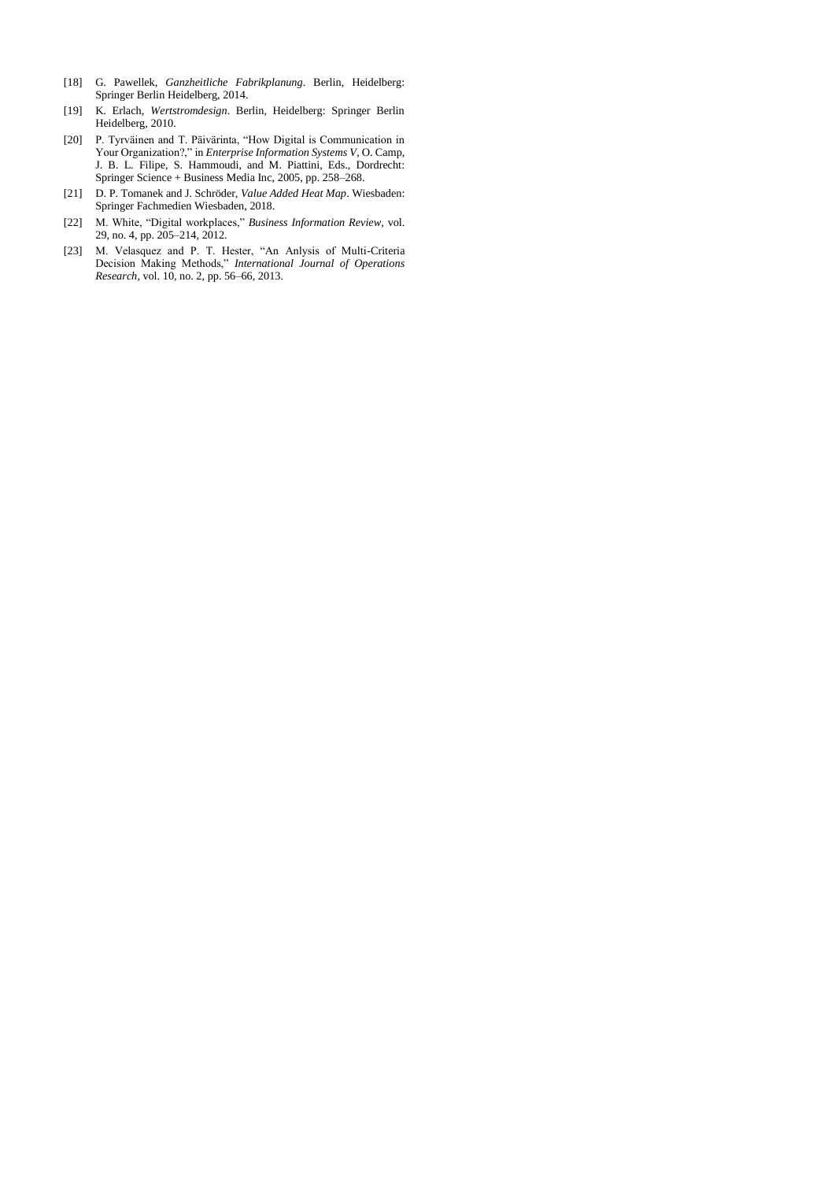[18] G. Pawellek, *Ganzheitliche Fabrikplanung*. Berlin, Heidelberg: Springer Berlin Heidelberg, 2014.

[19] K. Erlach, *Wertstromdesign*. Berlin, Heidelberg: Springer Berlin Heidelberg, 2010.

[20] P. Tyrväinen and T. Päivärinta, "How Digital is Communication in Your Organization?," in *Enterprise Information Systems V*, O. Camp, J. B. L. Filipe, S. Hammoudi, and M. Piattini, Eds., Dordrecht: Springer Science + Business Media Inc, 2005, pp. 258–268.

[21] D. P. Tomanek and J. Schröder, *Value Added Heat Map*. Wiesbaden: Springer Fachmedien Wiesbaden, 2018.

[22] M. White, "Digital workplaces," *Business Information Review*, vol. 29, no. 4, pp. 205–214, 2012.

[23] M. Velasquez and P. T. Hester, "An Anlysis of Multi-Criteria Decision Making Methods," *International Journal of Operations Research*, vol. 10, no. 2, pp. 56–66, 2013.